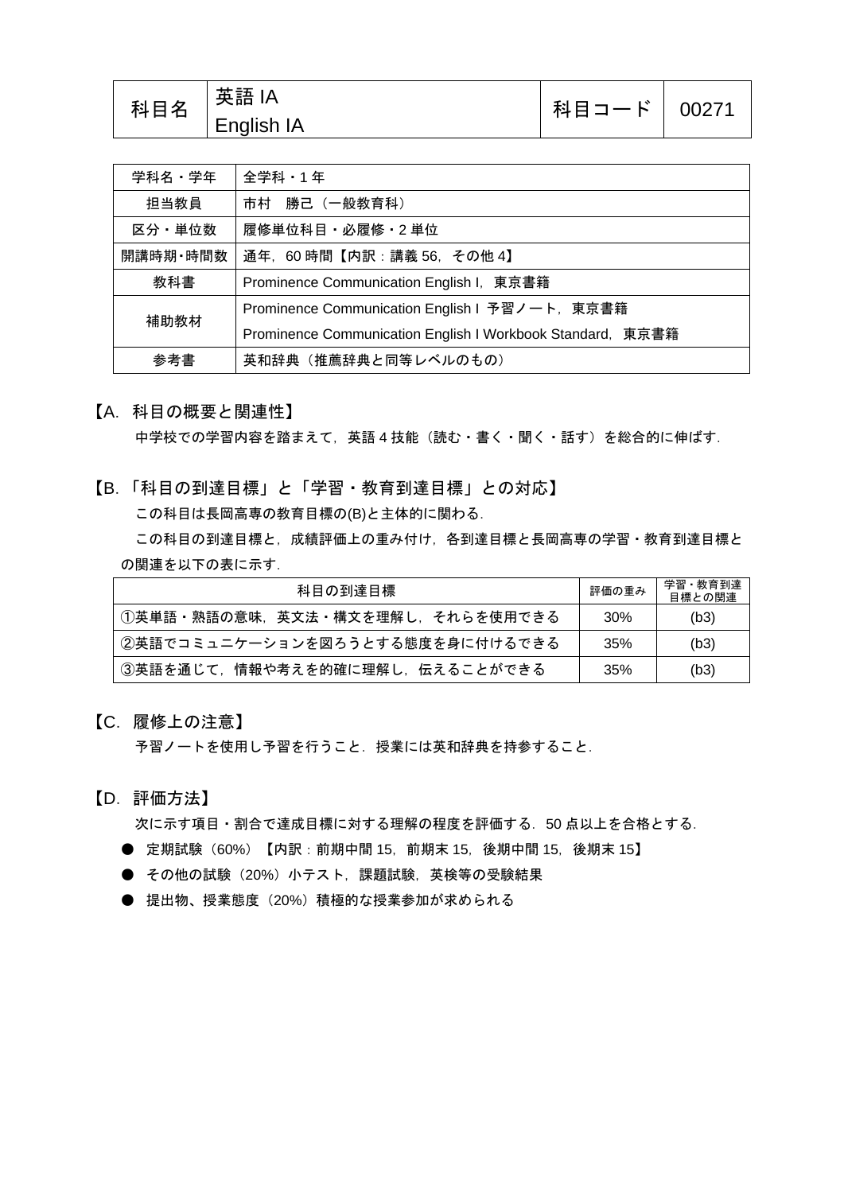| 科目名 | 英語 IA<br>English IA | 科目コード | 00271 |
|---|---|---|---|

| 学科名・学年 | 全学科・1 年 |
|---|---|
| 担当教員 | 市村　勝己（一般教育科） |
| 区分・単位数 | 履修単位科目・必履修・2 単位 |
| 開講時期・時間数 | 通年，60 時間【内訳：講義 56，その他 4】 |
| 教科書 | Prominence Communication English I，東京書籍 |
| 補助教材 | Prominence Communication English I 予習ノート，東京書籍<br>Prominence Communication English I Workbook Standard，東京書籍 |
| 参考書 | 英和辞典（推薦辞典と同等レベルのもの） |

## 【A. 科目の概要と関連性】

中学校での学習内容を踏まえて，英語 4 技能（読む・書く・聞く・話す）を総合的に伸ばす.

## 【B. 「科目の到達目標」と「学習・教育到達目標」との対応】

この科目は長岡高専の教育目標の(B)と主体的に関わる.

この科目の到達目標と，成績評価上の重み付け，各到達目標と長岡高専の学習・教育到達目標との関連を以下の表に示す.

| 科目の到達目標 | 評価の重み | 学習・教育到達目標との関連 |
|---|---|---|
| ①英単語・熟語の意味，英文法・構文を理解し，それらを使用できる | 30% | (b3) |
| ②英語でコミュニケーションを図ろうとする態度を身に付けるできる | 35% | (b3) |
| ③英語を通じて，情報や考えを的確に理解し，伝えることができる | 35% | (b3) |

## 【C. 履修上の注意】

予習ノートを使用し予習を行うこと．授業には英和辞典を持参すること.

## 【D. 評価方法】

次に示す項目・割合で達成目標に対する理解の程度を評価する．50 点以上を合格とする.

- 定期試験（60%）【内訳：前期中間 15，前期末 15，後期中間 15，後期末 15】
- その他の試験（20%）小テスト，課題試験，英検等の受験結果
- 提出物、授業態度（20%）積極的な授業参加が求められる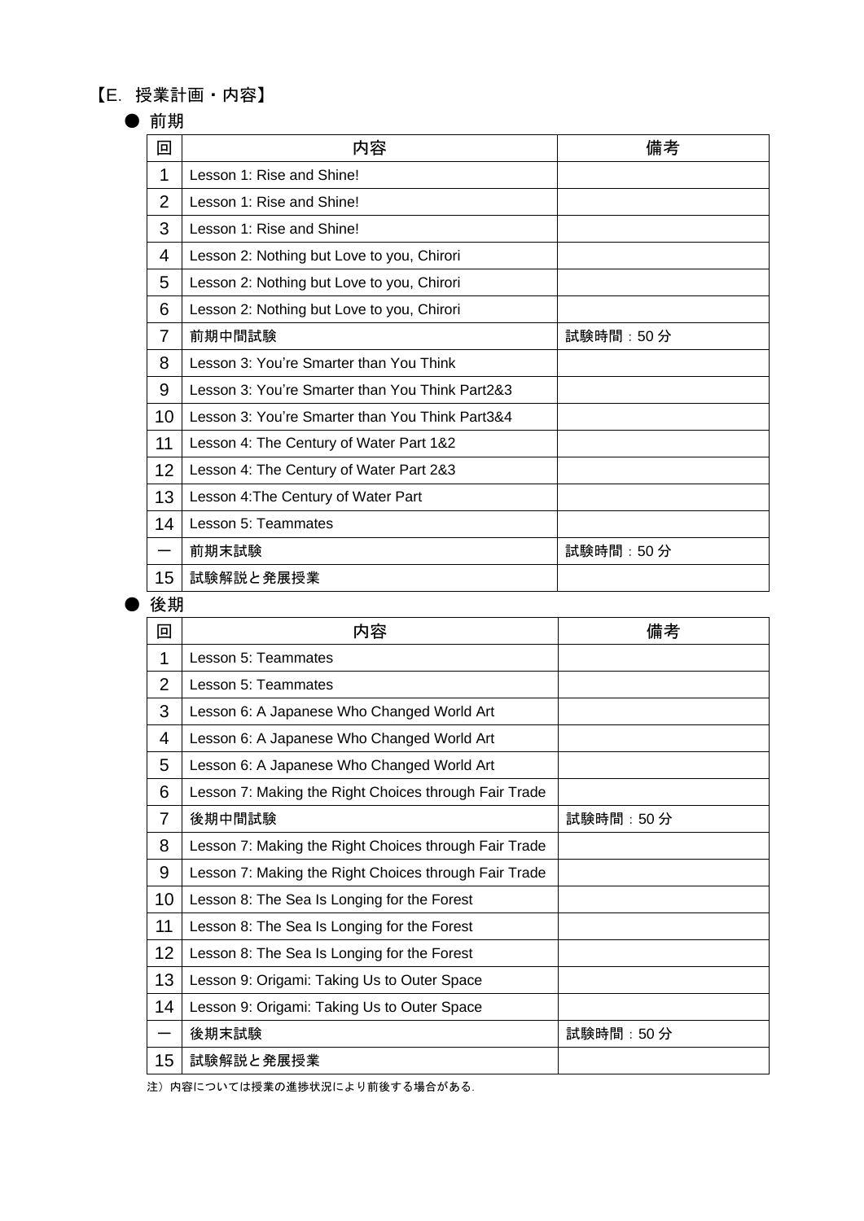## 【E. 授業計画・内容】

### ● 前期

| 回 | 内容 | 備考 |
| --- | --- | --- |
| 1 | Lesson 1: Rise and Shine! | |
| 2 | Lesson 1: Rise and Shine! | |
| 3 | Lesson 1: Rise and Shine! | |
| 4 | Lesson 2: Nothing but Love to you, Chirori | |
| 5 | Lesson 2: Nothing but Love to you, Chirori | |
| 6 | Lesson 2: Nothing but Love to you, Chirori | |
| 7 | 前期中間試験 | 試験時間：50 分 |
| 8 | Lesson 3: You're Smarter than You Think | |
| 9 | Lesson 3: You're Smarter than You Think Part2&3 | |
| 10 | Lesson 3: You're Smarter than You Think Part3&4 | |
| 11 | Lesson 4: The Century of Water Part 1&2 | |
| 12 | Lesson 4: The Century of Water Part 2&3 | |
| 13 | Lesson 4:The Century of Water Part | |
| 14 | Lesson 5: Teammates | |
| ー | 前期末試験 | 試験時間：50 分 |
| 15 | 試験解説と発展授業 | |

### ● 後期

| 回 | 内容 | 備考 |
| --- | --- | --- |
| 1 | Lesson 5: Teammates | |
| 2 | Lesson 5: Teammates | |
| 3 | Lesson 6: A Japanese Who Changed World Art | |
| 4 | Lesson 6: A Japanese Who Changed World Art | |
| 5 | Lesson 6: A Japanese Who Changed World Art | |
| 6 | Lesson 7: Making the Right Choices through Fair Trade | |
| 7 | 後期中間試験 | 試験時間：50 分 |
| 8 | Lesson 7: Making the Right Choices through Fair Trade | |
| 9 | Lesson 7: Making the Right Choices through Fair Trade | |
| 10 | Lesson 8: The Sea Is Longing for the Forest | |
| 11 | Lesson 8: The Sea Is Longing for the Forest | |
| 12 | Lesson 8: The Sea Is Longing for the Forest | |
| 13 | Lesson 9: Origami: Taking Us to Outer Space | |
| 14 | Lesson 9: Origami: Taking Us to Outer Space | |
| ー | 後期末試験 | 試験時間：50 分 |
| 15 | 試験解説と発展授業 | |

注）内容については授業の進捗状況により前後する場合がある.